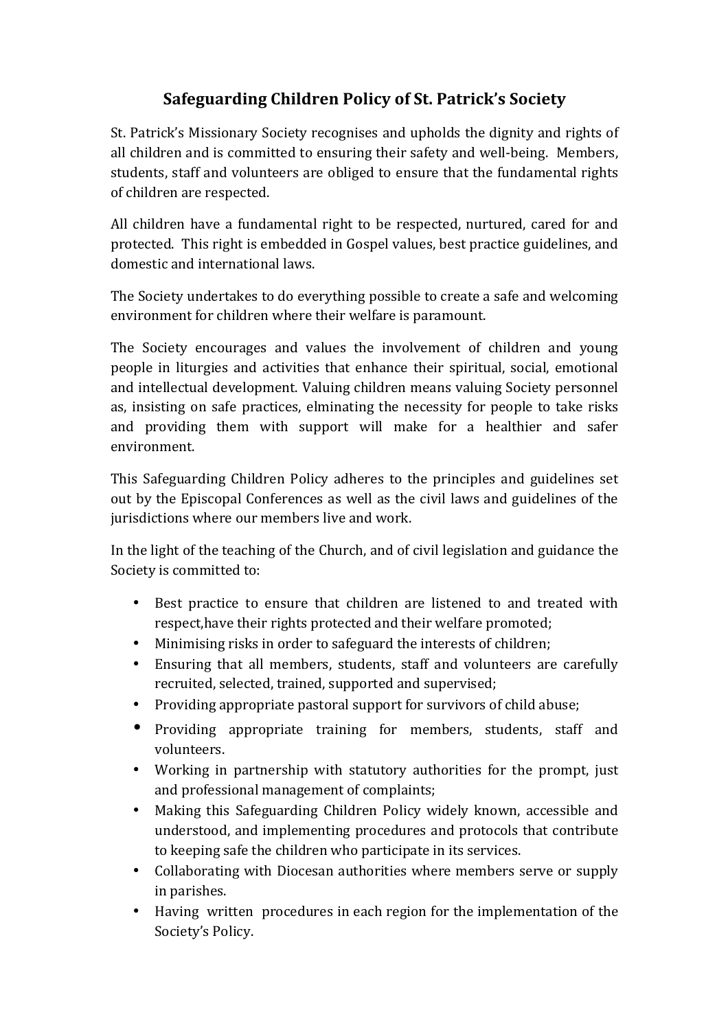# Safeguarding Children Policy of St. Patrick's Society

St. Patrick's Missionary Society recognises and upholds the dignity and rights of all children and is committed to ensuring their safety and well-being. Members, students, staff and volunteers are obliged to ensure that the fundamental rights of children are respected.

All children have a fundamental right to be respected, nurtured, cared for and protected. This right is embedded in Gospel values, best practice guidelines, and domestic and international laws.

The Society undertakes to do everything possible to create a safe and welcoming environment for children where their welfare is paramount.

The Society encourages and values the involvement of children and young people in liturgies and activities that enhance their spiritual, social, emotional and intellectual development. Valuing children means valuing Society personnel as, insisting on safe practices, elminating the necessity for people to take risks and providing them with support will make for a healthier and safer environment.

This Safeguarding Children Policy adheres to the principles and guidelines set out by the Episcopal Conferences as well as the civil laws and guidelines of the jurisdictions where our members live and work.

In the light of the teaching of the Church, and of civil legislation and guidance the Society is committed to:

- Best practice to ensure that children are listened to and treated with respect,have their rights protected and their welfare promoted;
- Minimising risks in order to safeguard the interests of children;
- Ensuring that all members, students, staff and volunteers are carefully recruited, selected, trained, supported and supervised;
- Providing appropriate pastoral support for survivors of child abuse;
- Providing appropriate training for members, students, staff and volunteers.
- Working in partnership with statutory authorities for the prompt, just and professional management of complaints;
- Making this Safeguarding Children Policy widely known, accessible and understood, and implementing procedures and protocols that contribute to keeping safe the children who participate in its services.
- Collaborating with Diocesan authorities where members serve or supply in parishes.
- Having written procedures in each region for the implementation of the Society's Policy.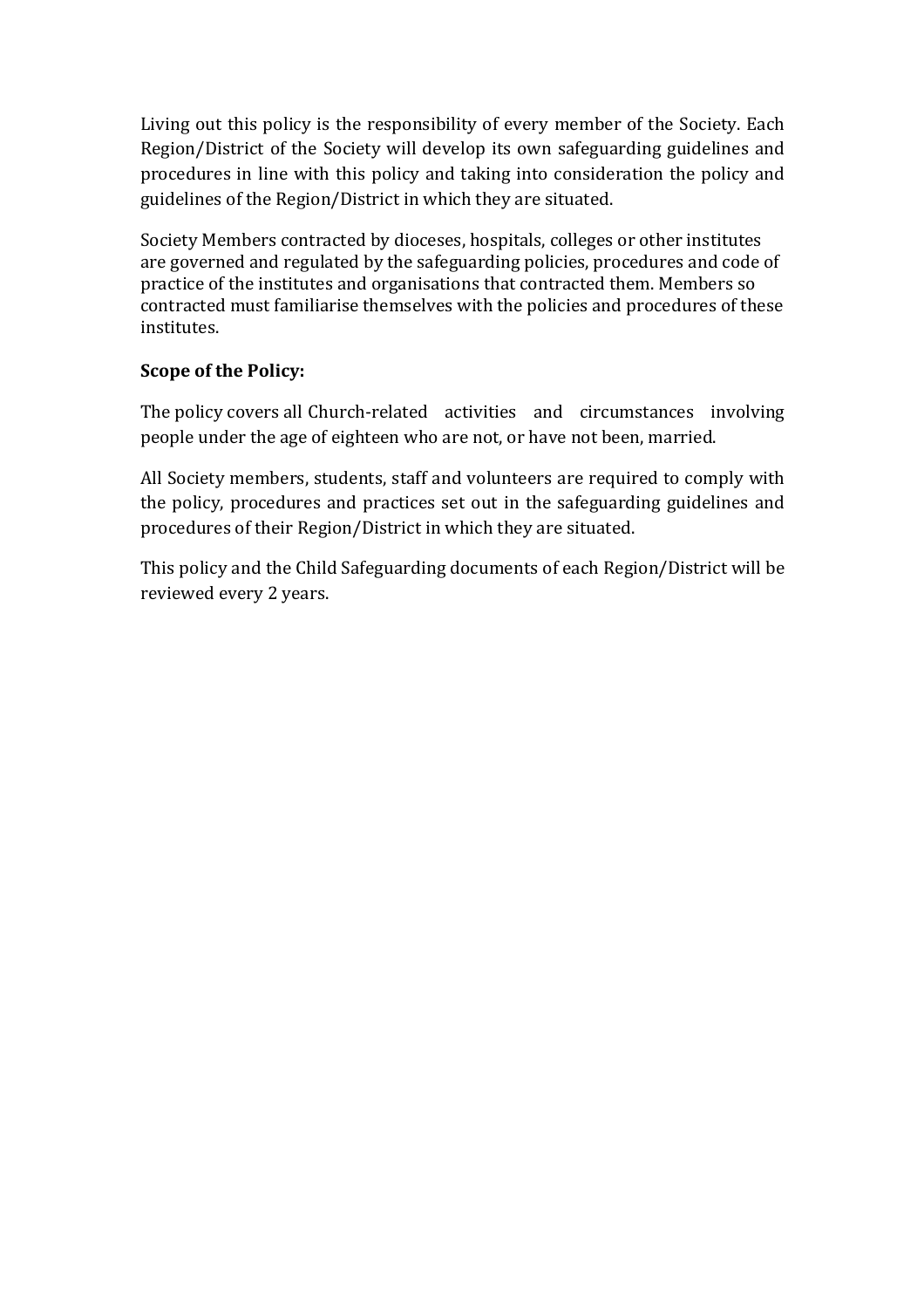Living out this policy is the responsibility of every member of the Society. Each Region/District of the Society will develop its own safeguarding guidelines and procedures in line with this policy and taking into consideration the policy and guidelines of the Region/District in which they are situated.

Society Members contracted by dioceses, hospitals, colleges or other institutes are governed and regulated by the safeguarding policies, procedures and code of practice of the institutes and organisations that contracted them. Members so contracted must familiarise themselves with the policies and procedures of these institutes.

**Scope of the Policy:**

The policy covers all Church-related activities and circumstances involving people under the age of eighteen who are not, or have not been, married.

All Society members, students, staff and volunteers are required to comply with the policy, procedures and practices set out in the safeguarding guidelines and procedures of their Region/District in which they are situated.

This policy and the Child Safeguarding documents of each Region/District will be reviewed every 2 years.